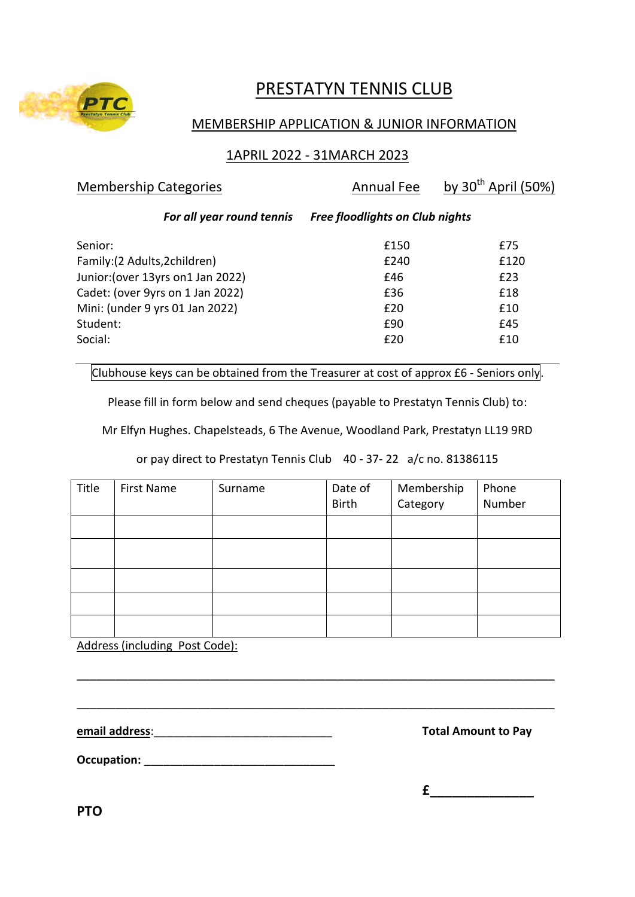# PRESTATYN TENNIS CLUB

## MEMBERSHIP APPLICATION & JUNIOR INFORMATION

## 1APRIL 2022 - 31MARCH 2023

| Membership Categories | Annual Fee | by 30th April (50%) |
|---|---|---|
| ***For all year round tennis*** | ***Free floodlights on Club nights*** | |
| Senior: | £150 | £75 |
| Family:(2 Adults,2children) | £240 | £120 |
| Junior:(over 13yrs on1 Jan 2022) | £46 | £23 |
| Cadet: (over 9yrs on 1 Jan 2022) | £36 | £18 |
| Mini: (under 9 yrs 01 Jan 2022) | £20 | £10 |
| Student: | £90 | £45 |
| Social: | £20 | £10 |

Clubhouse keys can be obtained from the Treasurer at cost of approx £6 - Seniors only.

Please fill in form below and send cheques (payable to Prestatyn Tennis Club) to:

Mr Elfyn Hughes. Chapelsteads, 6 The Avenue, Woodland Park, Prestatyn LL19 9RD

or pay direct to Prestatyn Tennis Club 40 - 37- 22 a/c no. 81386115

| Title | First Name | Surname | Date of Birth | Membership Category | Phone Number |
|---|---|---|---|---|---|
| | | | | | |
| | | | | | |
| | | | | | |
| | | | | | |
| | | | | | |

Address (including Post Code):

______________________________________________________________________________

______________________________________________________________________________

**email address**:____________________________ **Total Amount to Pay**

**Occupation: ______________________________**

**£_______________**

**PTO**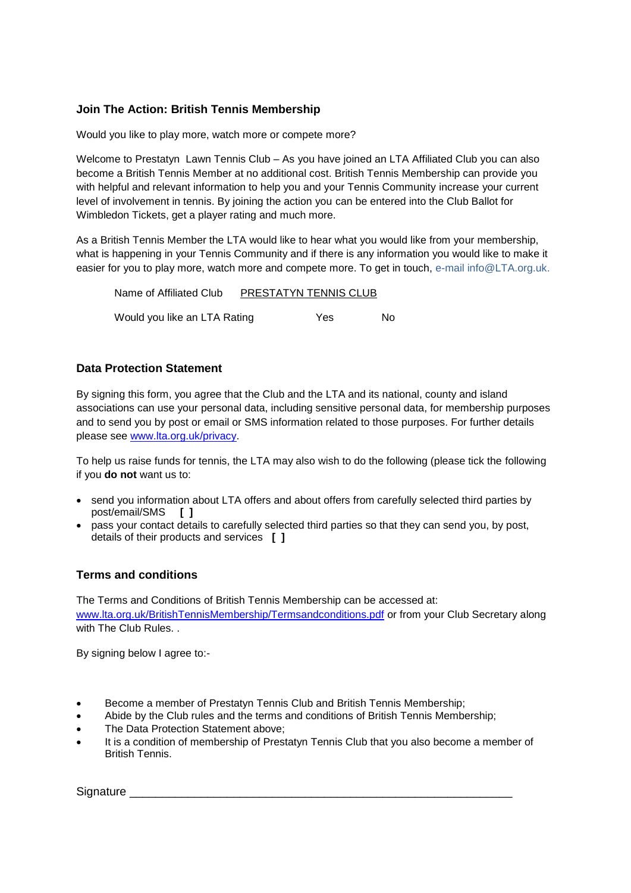## Join The Action: British Tennis Membership

Would you like to play more, watch more or compete more?

Welcome to Prestatyn  Lawn Tennis Club – As you have joined an LTA Affiliated Club you can also become a British Tennis Member at no additional cost. British Tennis Membership can provide you with helpful and relevant information to help you and your Tennis Community increase your current level of involvement in tennis. By joining the action you can be entered into the Club Ballot for Wimbledon Tickets, get a player rating and much more.

As a British Tennis Member the LTA would like to hear what you would like from your membership, what is happening in your Tennis Community and if there is any information you would like to make it easier for you to play more, watch more and compete more. To get in touch, e-mail info@LTA.org.uk.

Name of Affiliated Club  PRESTATYN TENNIS CLUB

Would you like an LTA Rating  Yes  No

## Data Protection Statement

By signing this form, you agree that the Club and the LTA and its national, county and island associations can use your personal data, including sensitive personal data, for membership purposes and to send you by post or email or SMS information related to those purposes. For further details please see www.lta.org.uk/privacy.

To help us raise funds for tennis, the LTA may also wish to do the following (please tick the following if you **do not** want us to:

- send you information about LTA offers and about offers from carefully selected third parties by post/email/SMS **[ ]**
- pass your contact details to carefully selected third parties so that they can send you, by post, details of their products and services **[ ]**

## Terms and conditions

The Terms and Conditions of British Tennis Membership can be accessed at: www.lta.org.uk/BritishTennisMembership/Termsandconditions.pdf or from your Club Secretary along with The Club Rules. .

By signing below I agree to:-

- Become a member of Prestatyn Tennis Club and British Tennis Membership;
- Abide by the Club rules and the terms and conditions of British Tennis Membership;
- The Data Protection Statement above;
- It is a condition of membership of Prestatyn Tennis Club that you also become a member of British Tennis.

Signature ____________________________________________________________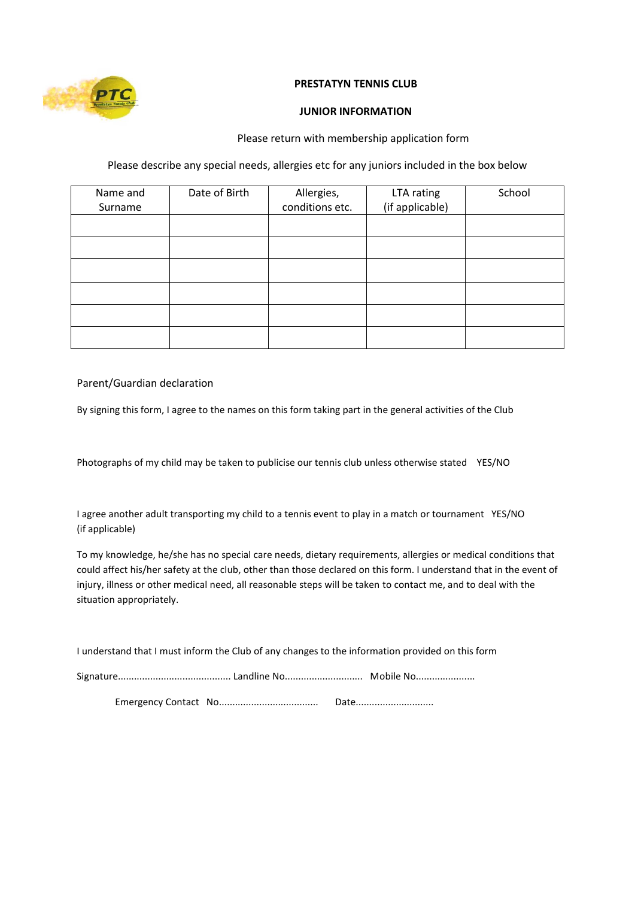**PRESTATYN TENNIS CLUB**

**JUNIOR INFORMATION**

Please return with membership application form

Please describe any special needs, allergies etc for any juniors included in the box below

| Name and Surname | Date of Birth | Allergies, conditions etc. | LTA rating (if applicable) | School |
|---|---|---|---|---|
| | | | | |
| | | | | |
| | | | | |
| | | | | |
| | | | | |
| | | | | |

Parent/Guardian declaration

By signing this form, I agree to the names on this form taking part in the general activities of the Club

Photographs of my child may be taken to publicise our tennis club unless otherwise stated YES/NO

I agree another adult transporting my child to a tennis event to play in a match or tournament YES/NO (if applicable)

To my knowledge, he/she has no special care needs, dietary requirements, allergies or medical conditions that could affect his/her safety at the club, other than those declared on this form. I understand that in the event of injury, illness or other medical need, all reasonable steps will be taken to contact me, and to deal with the situation appropriately.

I understand that I must inform the Club of any changes to the information provided on this form

Signature.......................................... Landline No............................ Mobile No......................

Emergency Contact No..................................... Date.............................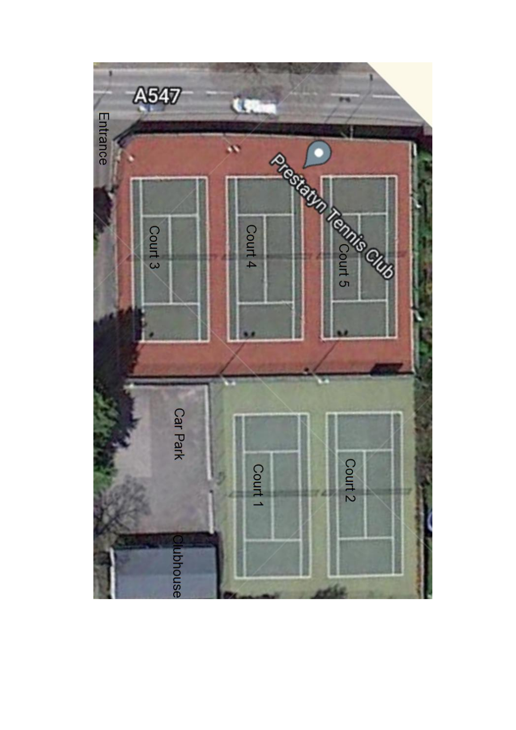A547

Entrance

Prestatyn Tennis Club

Court 3

Court 4

Court 5

Car Park

Court 1

Court 2

Clubhouse